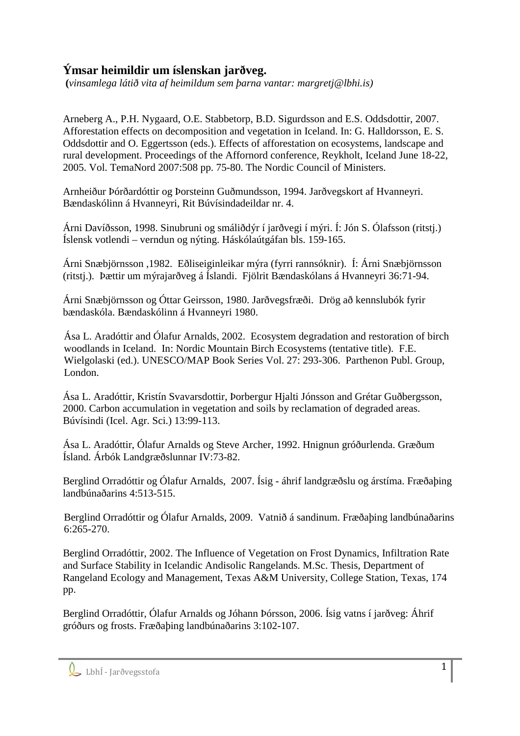# Ýmsar heimildir um íslenskan jarðveg.

**(***vinsamlega látið vita af heimildum sem þarna vantar: margretj@lbhi.is)*

Arneberg A., P.H. Nygaard, O.E. Stabbetorp, B.D. Sigurdsson and E.S. Oddsdottir, 2007. Afforestation effects on decomposition and vegetation in Iceland. In: G. Halldorsson, E. S. Oddsdottir and O. Eggertsson (eds.). Effects of afforestation on ecosystems, landscape and rural development. Proceedings of the Affornord conference, Reykholt, Iceland June 18-22, 2005. Vol. TemaNord 2007:508 pp. 75-80. The Nordic Council of Ministers.

Arnheiður Þórðardóttir og Þorsteinn Guðmundsson, 1994. Jarðvegskort af Hvanneyri. Bændaskólinn á Hvanneyri, Rit Búvísindadeildar nr. 4.

Árni Davíðsson, 1998. Sinubruni og smáliðdýr í jarðvegi í mýri. Í: Jón S. Ólafsson (ritstj.) Íslensk votlendi – verndun og nýting. Háskólaútgáfan bls. 159-165.

Árni Snæbjörnsson ,1982. Eðliseiginleikar mýra (fyrri rannsóknir). Í: Árni Snæbjörnsson (ritstj.). Þættir um mýrajarðveg á Íslandi. Fjölrit Bændaskólans á Hvanneyri 36:71-94.

Árni Snæbjörnsson og Óttar Geirsson, 1980. Jarðvegsfræði. Drög að kennslubók fyrir bændaskóla. Bændaskólinn á Hvanneyri 1980.

Ása L. Aradóttir and Ólafur Arnalds, 2002. Ecosystem degradation and restoration of birch woodlands in Iceland. In: Nordic Mountain Birch Ecosystems (tentative title). F.E. Wielgolaski (ed.). UNESCO/MAP Book Series Vol. 27: 293-306. Parthenon Publ. Group, London.

Ása L. Aradóttir, Kristín Svavarsdottir, Þorbergur Hjalti Jónsson and Grétar Guðbergsson, 2000. Carbon accumulation in vegetation and soils by reclamation of degraded areas. Búvísindi (Icel. Agr. Sci.) 13:99-113.

Ása L. Aradóttir, Ólafur Arnalds og Steve Archer, 1992. Hnignun gróðurlenda. Græðum Ísland. Árbók Landgræðslunnar IV:73-82.

Berglind Orradóttir og Ólafur Arnalds, 2007. Ísig - áhrif landgræðslu og árstíma. Fræðaþing landbúnaðarins 4:513-515.

Berglind Orradóttir og Ólafur Arnalds, 2009. Vatnið á sandinum. Fræðaþing landbúnaðarins 6:265-270.

Berglind Orradóttir, 2002. The Influence of Vegetation on Frost Dynamics, Infiltration Rate and Surface Stability in Icelandic Andisolic Rangelands. M.Sc. Thesis, Department of Rangeland Ecology and Management, Texas A&M University, College Station, Texas, 174 pp.

Berglind Orradóttir, Ólafur Arnalds og Jóhann Þórsson, 2006. Ísig vatns í jarðveg: Áhrif gróðurs og frosts. Fræðaþing landbúnaðarins 3:102-107.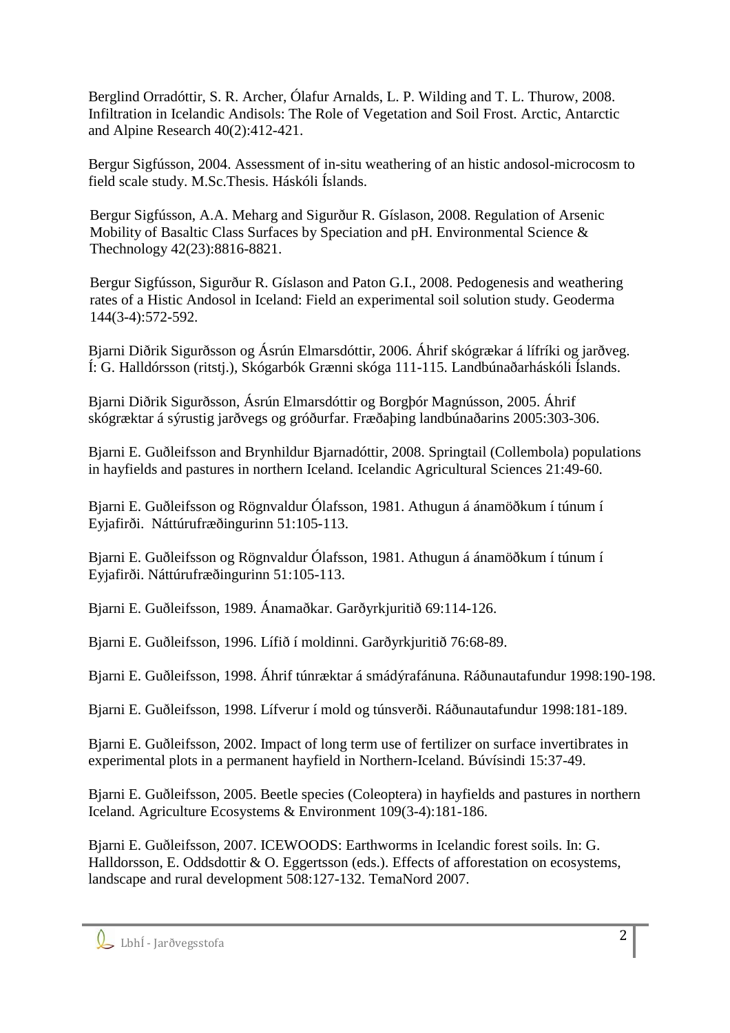Berglind Orradóttir, S. R. Archer, Ólafur Arnalds, L. P. Wilding and T. L. Thurow, 2008. Infiltration in Icelandic Andisols: The Role of Vegetation and Soil Frost. Arctic, Antarctic and Alpine Research 40(2):412-421.

Bergur Sigfússon, 2004. Assessment of in-situ weathering of an histic andosol-microcosm to field scale study. M.Sc.Thesis. Háskóli Íslands.

Bergur Sigfússon, A.A. Meharg and Sigurður R. Gíslason, 2008. Regulation of Arsenic Mobility of Basaltic Class Surfaces by Speciation and pH. Environmental Science & Thechnology 42(23):8816-8821.

Bergur Sigfússon, Sigurður R. Gíslason and Paton G.I., 2008. Pedogenesis and weathering rates of a Histic Andosol in Iceland: Field an experimental soil solution study. Geoderma 144(3-4):572-592.

Bjarni Diðrik Sigurðsson og Ásrún Elmarsdóttir, 2006. Áhrif skógrækar á lífríki og jarðveg. Í: G. Halldórsson (ritstj.), Skógarbók Grænni skóga 111-115. Landbúnaðarháskóli Íslands.

Bjarni Diðrik Sigurðsson, Ásrún Elmarsdóttir og Borgþór Magnússon, 2005. Áhrif skógræktar á sýrustig jarðvegs og gróðurfar. Fræðaþing landbúnaðarins 2005:303-306.

Bjarni E. Guðleifsson and Brynhildur Bjarnadóttir, 2008. Springtail (Collembola) populations in hayfields and pastures in northern Iceland. Icelandic Agricultural Sciences 21:49-60.

Bjarni E. Guðleifsson og Rögnvaldur Ólafsson, 1981. Athugun á ánamöðkum í túnum í Eyjafirði. Náttúrufræðingurinn 51:105-113.

Bjarni E. Guðleifsson og Rögnvaldur Ólafsson, 1981. Athugun á ánamöðkum í túnum í Eyjafirði. Náttúrufræðingurinn 51:105-113.

Bjarni E. Guðleifsson, 1989. Ánamaðkar. Garðyrkjuritið 69:114-126.

Bjarni E. Guðleifsson, 1996. Lífið í moldinni. Garðyrkjuritið 76:68-89.

Bjarni E. Guðleifsson, 1998. Áhrif túnræktar á smádýrafánuna. Ráðunautafundur 1998:190-198.

Bjarni E. Guðleifsson, 1998. Lífverur í mold og túnsverði. Ráðunautafundur 1998:181-189.

Bjarni E. Guðleifsson, 2002. Impact of long term use of fertilizer on surface invertibrates in experimental plots in a permanent hayfield in Northern-Iceland. Búvísindi 15:37-49.

Bjarni E. Guðleifsson, 2005. Beetle species (Coleoptera) in hayfields and pastures in northern Iceland. Agriculture Ecosystems & Environment 109(3-4):181-186.

Bjarni E. Guðleifsson, 2007. ICEWOODS: Earthworms in Icelandic forest soils. In: G. Halldorsson, E. Oddsdottir & O. Eggertsson (eds.). Effects of afforestation on ecosystems, landscape and rural development 508:127-132. TemaNord 2007.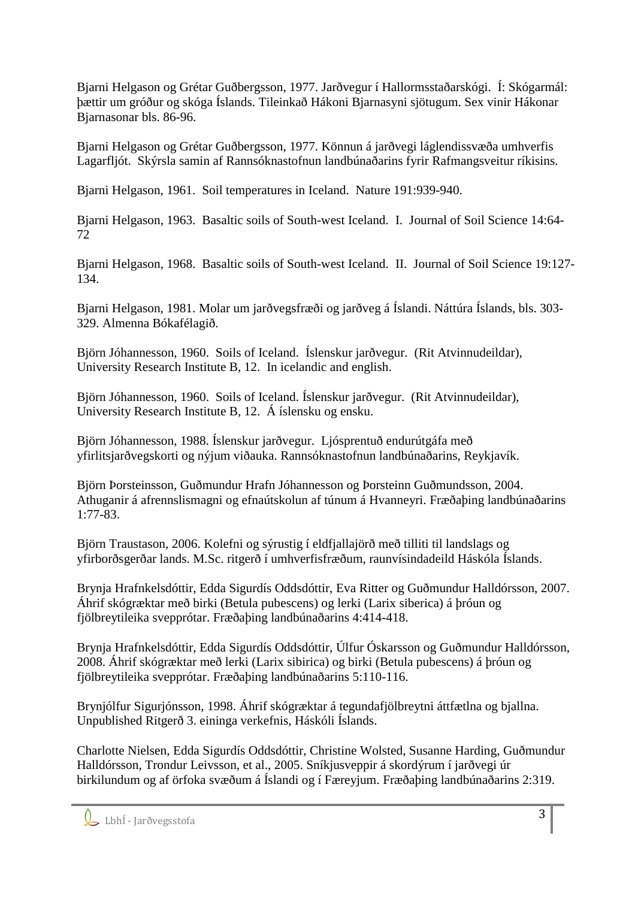Bjarni Helgason og Grétar Guðbergsson, 1977. Jarðvegur í Hallormsstaðarskógi. Í: Skógarmál: þættir um gróður og skóga Íslands. Tileinkað Hákoni Bjarnasyni sjötugum. Sex vinir Hákonar Bjarnasonar bls. 86-96.

Bjarni Helgason og Grétar Guðbergsson, 1977. Könnun á jarðvegi láglendissvæða umhverfis Lagarfljót. Skýrsla samin af Rannsóknastofnun landbúnaðarins fyrir Rafmangsveitur ríkisins.

Bjarni Helgason, 1961. Soil temperatures in Iceland. Nature 191:939-940.

Bjarni Helgason, 1963. Basaltic soils of South-west Iceland. I. Journal of Soil Science 14:64-72

Bjarni Helgason, 1968. Basaltic soils of South-west Iceland. II. Journal of Soil Science 19:127-134.

Bjarni Helgason, 1981. Molar um jarðvegsfræði og jarðveg á Íslandi. Náttúra Íslands, bls. 303-329. Almenna Bókafélagið.

Björn Jóhannesson, 1960. Soils of Iceland. Íslenskur jarðvegur. (Rit Atvinnudeildar), University Research Institute B, 12. In icelandic and english.

Björn Jóhannesson, 1960. Soils of Iceland. Íslenskur jarðvegur. (Rit Atvinnudeildar), University Research Institute B, 12. Á íslensku og ensku.

Björn Jóhannesson, 1988. Íslenskur jarðvegur. Ljósprentuð endurútgáfa með yfirlitsjarðvegskorti og nýjum viðauka. Rannsóknastofnun landbúnaðarins, Reykjavík.

Björn Þorsteinsson, Guðmundur Hrafn Jóhannesson og Þorsteinn Guðmundsson, 2004. Athuganir á afrennslismagni og efnaútskolun af túnum á Hvanneyri. Fræðaþing landbúnaðarins 1:77-83.

Björn Traustason, 2006. Kolefni og sýrustig í eldfjallajörð með tilliti til landslags og yfirborðsgerðar lands. M.Sc. ritgerð í umhverfisfræðum, raunvísindadeild Háskóla Íslands.

Brynja Hrafnkelsdóttir, Edda Sigurdís Oddsdóttir, Eva Ritter og Guðmundur Halldórsson, 2007. Áhrif skógræktar með birki (Betula pubescens) og lerki (Larix siberica) á þróun og fjölbreytileika svepprótar. Fræðaþing landbúnaðarins 4:414-418.

Brynja Hrafnkelsdóttir, Edda Sigurdís Oddsdóttir, Úlfur Óskarsson og Guðmundur Halldórsson, 2008. Áhrif skógræktar með lerki (Larix sibirica) og birki (Betula pubescens) á þróun og fjölbreytileika svepprótar. Fræðaþing landbúnaðarins 5:110-116.

Brynjólfur Sigurjónsson, 1998. Áhrif skógræktar á tegundafjölbreytni áttfætlna og bjallna. Unpublished Ritgerð 3. eininga verkefnis, Háskóli Íslands.

Charlotte Nielsen, Edda Sigurdís Oddsdóttir, Christine Wolsted, Susanne Harding, Guðmundur Halldórsson, Trondur Leivsson, et al., 2005. Sníkjusveppir á skordýrum í jarðvegi úr birkilundum og af örfoka svæðum á Íslandi og í Færeyjum. Fræðaþing landbúnaðarins 2:319.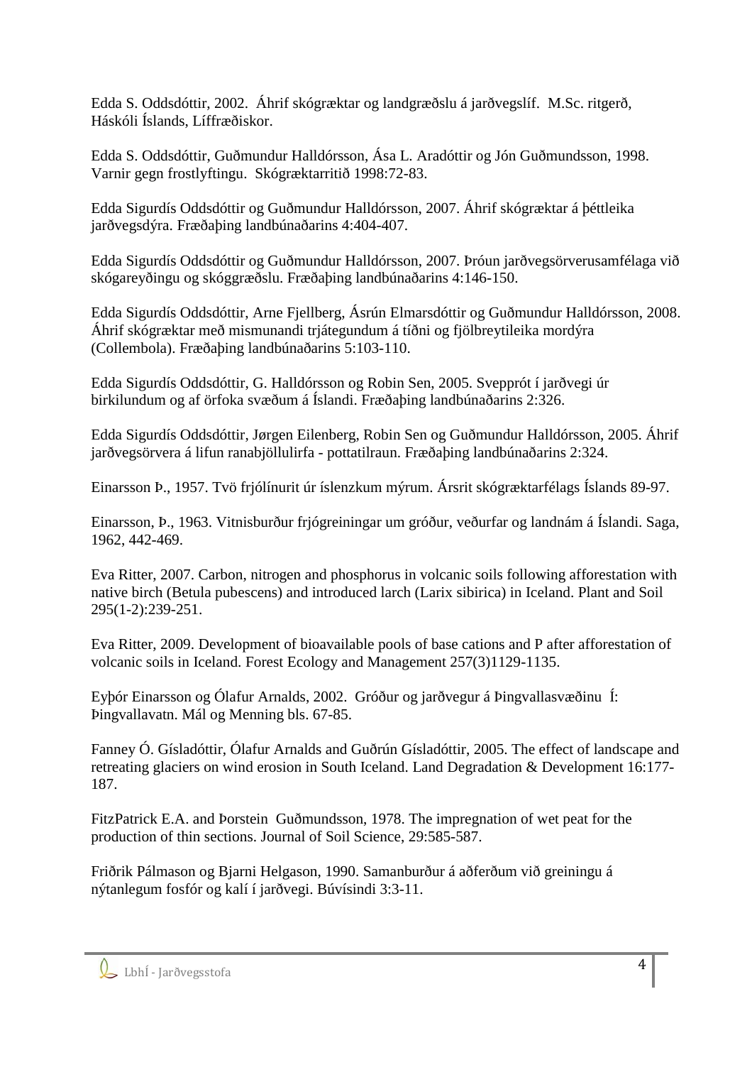Edda S. Oddsdóttir, 2002. Áhrif skógræktar og landgræðslu á jarðvegslíf. M.Sc. ritgerð, Háskóli Íslands, Líffræðiskor.

Edda S. Oddsdóttir, Guðmundur Halldórsson, Ása L. Aradóttir og Jón Guðmundsson, 1998. Varnir gegn frostlyftingu. Skógræktarritið 1998:72-83.

Edda Sigurdís Oddsdóttir og Guðmundur Halldórsson, 2007. Áhrif skógræktar á þéttleika jarðvegsdýra. Fræðaþing landbúnaðarins 4:404-407.

Edda Sigurdís Oddsdóttir og Guðmundur Halldórsson, 2007. Þróun jarðvegsörverusamfélaga við skógareyðingu og skóggræðslu. Fræðaþing landbúnaðarins 4:146-150.

Edda Sigurdís Oddsdóttir, Arne Fjellberg, Ásrún Elmarsdóttir og Guðmundur Halldórsson, 2008. Áhrif skógræktar með mismunandi trjátegundum á tíðni og fjölbreytileika mordýra (Collembola). Fræðaþing landbúnaðarins 5:103-110.

Edda Sigurdís Oddsdóttir, G. Halldórsson og Robin Sen, 2005. Svepprót í jarðvegi úr birkilundum og af örfoka svæðum á Íslandi. Fræðaþing landbúnaðarins 2:326.

Edda Sigurdís Oddsdóttir, Jørgen Eilenberg, Robin Sen og Guðmundur Halldórsson, 2005. Áhrif jarðvegsörvera á lifun ranabjöllulirfa - pottatilraun. Fræðaþing landbúnaðarins 2:324.

Einarsson Þ., 1957. Tvö frjólínurit úr íslenzkum mýrum. Ársrit skógræktarfélags Íslands 89-97.

Einarsson, Þ., 1963. Vitnisburður frjógreiningar um gróður, veðurfar og landnám á Íslandi. Saga, 1962, 442-469.

Eva Ritter, 2007. Carbon, nitrogen and phosphorus in volcanic soils following afforestation with native birch (Betula pubescens) and introduced larch (Larix sibirica) in Iceland. Plant and Soil 295(1-2):239-251.

Eva Ritter, 2009. Development of bioavailable pools of base cations and P after afforestation of volcanic soils in Iceland. Forest Ecology and Management 257(3)1129-1135.

Eyþór Einarsson og Ólafur Arnalds, 2002. Gróður og jarðvegur á Þingvallasvæðinu Í: Þingvallavatn. Mál og Menning bls. 67-85.

Fanney Ó. Gísladóttir, Ólafur Arnalds and Guðrún Gísladóttir, 2005. The effect of landscape and retreating glaciers on wind erosion in South Iceland. Land Degradation & Development 16:177-187.

FitzPatrick E.A. and Þorstein Guðmundsson, 1978. The impregnation of wet peat for the production of thin sections. Journal of Soil Science, 29:585-587.

Friðrik Pálmason og Bjarni Helgason, 1990. Samanburður á aðferðum við greiningu á nýtanlegum fosfór og kalí í jarðvegi. Búvísindi 3:3-11.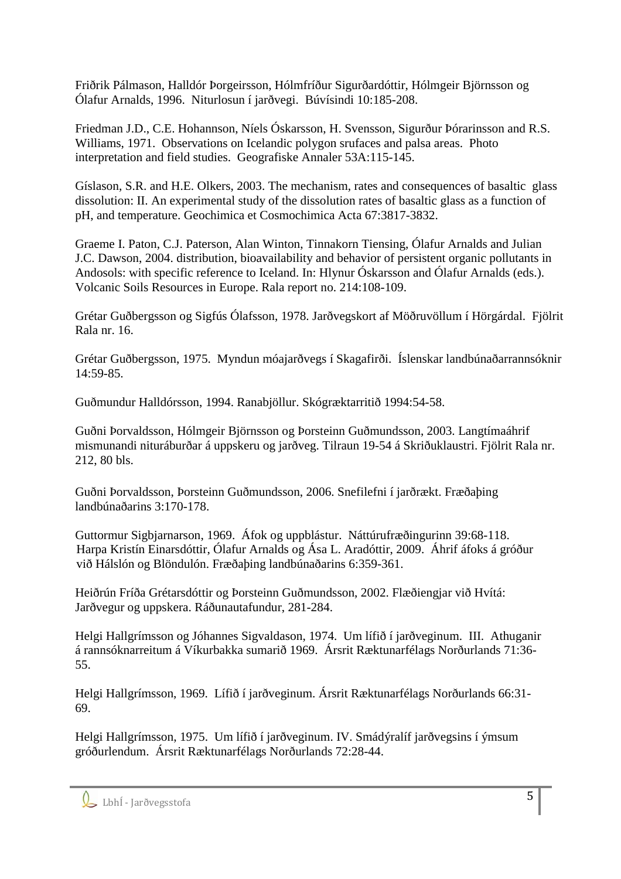Friðrik Pálmason, Halldór Þorgeirsson, Hólmfríður Sigurðardóttir, Hólmgeir Björnsson og Ólafur Arnalds, 1996. Niturlosun í jarðvegi. Búvísindi 10:185-208.

Friedman J.D., C.E. Hohannson, Níels Óskarsson, H. Svensson, Sigurður Þórarinsson and R.S. Williams, 1971. Observations on Icelandic polygon srufaces and palsa areas. Photo interpretation and field studies. Geografiske Annaler 53A:115-145.

Gíslason, S.R. and H.E. Olkers, 2003. The mechanism, rates and consequences of basaltic glass dissolution: II. An experimental study of the dissolution rates of basaltic glass as a function of pH, and temperature. Geochimica et Cosmochimica Acta 67:3817-3832.

Graeme I. Paton, C.J. Paterson, Alan Winton, Tinnakorn Tiensing, Ólafur Arnalds and Julian J.C. Dawson, 2004. distribution, bioavailability and behavior of persistent organic pollutants in Andosols: with specific reference to Iceland. In: Hlynur Óskarsson and Ólafur Arnalds (eds.). Volcanic Soils Resources in Europe. Rala report no. 214:108-109.

Grétar Guðbergsson og Sigfús Ólafsson, 1978. Jarðvegskort af Möðruvöllum í Hörgárdal. Fjölrit Rala nr. 16.

Grétar Guðbergsson, 1975. Myndun móajarðvegs í Skagafirði. Íslenskar landbúnaðarrannsóknir 14:59-85.

Guðmundur Halldórsson, 1994. Ranabjöllur. Skógræktarritið 1994:54-58.

Guðni Þorvaldsson, Hólmgeir Björnsson og Þorsteinn Guðmundsson, 2003. Langtímaáhrif mismunandi niturábурðar á uppskeru og jarðveg. Tilraun 19-54 á Skriðuklaustri. Fjölrit Rala nr. 212, 80 bls.

Guðni Þorvaldsson, Þorsteinn Guðmundsson, 2006. Snefilefni í jarðrækt. Fræðaþing landbúnaðarins 3:170-178.

Guttormur Sigbjarnarson, 1969. Áfok og uppblástur. Náttúrufræðingurinn 39:68-118.

Harpa Kristín Einarsdóttir, Ólafur Arnalds og Ása L. Aradóttir, 2009. Áhrif áfoks á gróður við Hálslón og Blöndulón. Fræðaþing landbúnaðarins 6:359-361.

Heiðrún Fríða Grétarsdóttir og Þorsteinn Guðmundsson, 2002. Flæðiengjar við Hvítá: Jarðvegur og uppskera. Ráðunautafundur, 281-284.

Helgi Hallgrímsson og Jóhannes Sigvaldason, 1974. Um lífið í jarðveginum. III. Athuganir á rannsóknarreitum á Víkurbakka sumarið 1969. Ársrit Ræktunarfélags Norðurlands 71:36-55.

Helgi Hallgrímsson, 1969. Lífið í jarðveginum. Ársrit Ræktunarfélags Norðurlands 66:31-69.

Helgi Hallgrímsson, 1975. Um lífið í jarðveginum. IV. Smádýralíf jarðvegsins í ýmsum gróðurlendum. Ársrit Ræktunarfélags Norðurlands 72:28-44.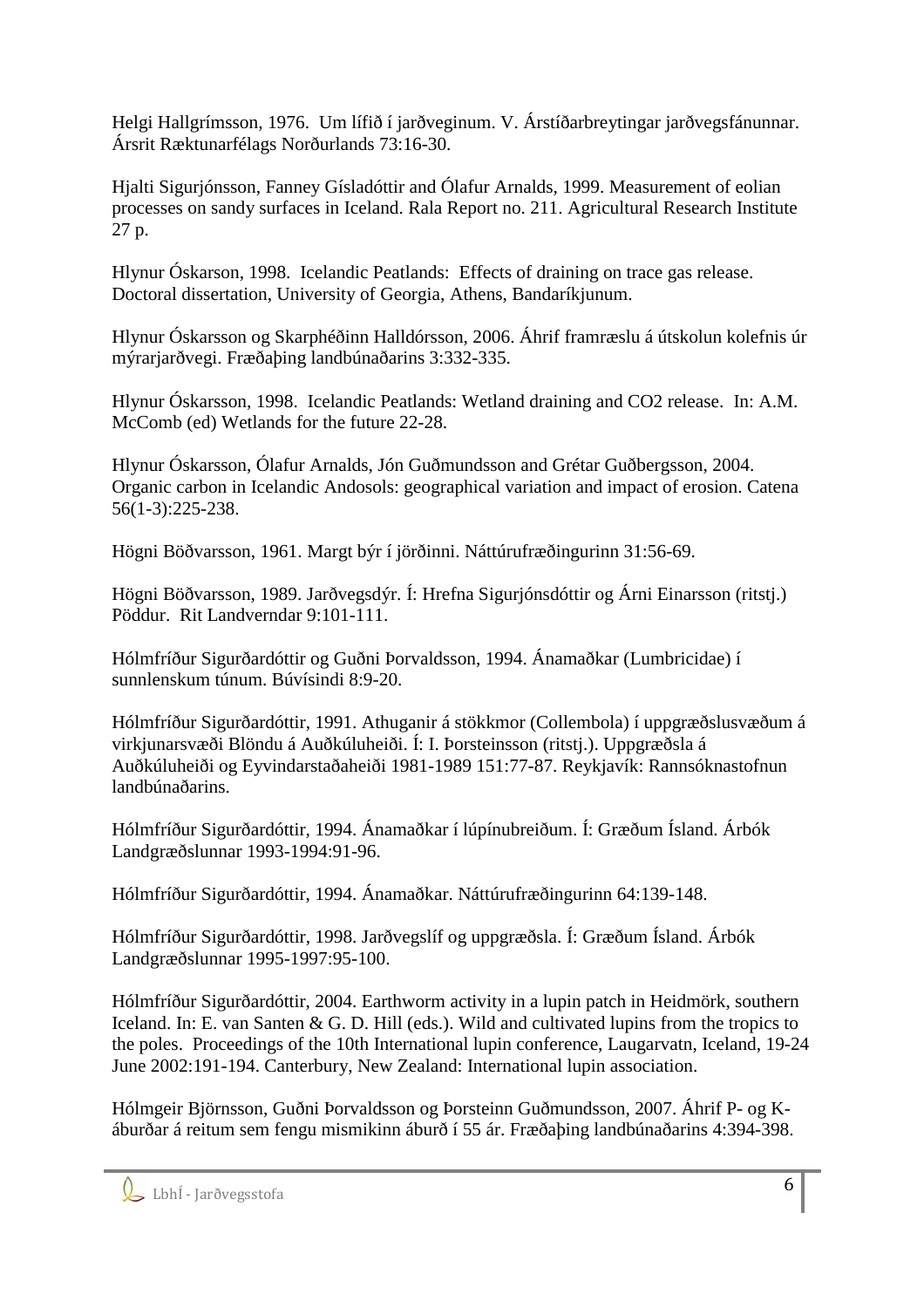Helgi Hallgrímsson, 1976. Um lífið í jarðveginum. V. Árstíðarbreytingar jarðvegsfánunnar. Ársrit Ræktunarfélags Norðurlands 73:16-30.

Hjalti Sigurjónsson, Fanney Gísladóttir and Ólafur Arnalds, 1999. Measurement of eolian processes on sandy surfaces in Iceland. Rala Report no. 211. Agricultural Research Institute 27 p.

Hlynur Óskarson, 1998. Icelandic Peatlands: Effects of draining on trace gas release. Doctoral dissertation, University of Georgia, Athens, Bandaríkjunum.

Hlynur Óskarsson og Skarphéðinn Halldórsson, 2006. Áhrif framræslu á útskolun kolefnis úr mýrarjarðvegi. Fræðaþing landbúnaðarins 3:332-335.

Hlynur Óskarsson, 1998. Icelandic Peatlands: Wetland draining and CO2 release. In: A.M. McComb (ed) Wetlands for the future 22-28.

Hlynur Óskarsson, Ólafur Arnalds, Jón Guðmundsson and Grétar Guðbergsson, 2004. Organic carbon in Icelandic Andosols: geographical variation and impact of erosion. Catena 56(1-3):225-238.

Högni Böðvarsson, 1961. Margt býr í jörðinni. Náttúrufræðingurinn 31:56-69.

Högni Böðvarsson, 1989. Jarðvegsdýr. Í: Hrefna Sigurjónsdóttir og Árni Einarsson (ritstj.) Pöddur. Rit Landverndar 9:101-111.

Hólmfríður Sigurðardóttir og Guðni Þorvaldsson, 1994. Ánamaðkar (Lumbricidae) í sunnlenskum túnum. Búvísindi 8:9-20.

Hólmfríður Sigurðardóttir, 1991. Athuganir á stökkmor (Collembola) í uppgræðslusvæðum á virkjunarsvæði Blöndu á Auðkúluheiði. Í: I. Þorsteinsson (ritstj.). Uppgræðsla á Auðkúluheiði og Eyvindarstaðaheiði 1981-1989 151:77-87. Reykjavík: Rannsóknastofnun landbúnaðarins.

Hólmfríður Sigurðardóttir, 1994. Ánamaðkar í lúpínubreiðum. Í: Græðum Ísland. Árbók Landgræðslunnar 1993-1994:91-96.

Hólmfríður Sigurðardóttir, 1994. Ánamaðkar. Náttúrufræðingurinn 64:139-148.

Hólmfríður Sigurðardóttir, 1998. Jarðvegslíf og uppgræðsla. Í: Græðum Ísland. Árbók Landgræðslunnar 1995-1997:95-100.

Hólmfríður Sigurðardóttir, 2004. Earthworm activity in a lupin patch in Heidmörk, southern Iceland. In: E. van Santen & G. D. Hill (eds.). Wild and cultivated lupins from the tropics to the poles. Proceedings of the 10th International lupin conference, Laugarvatn, Iceland, 19-24 June 2002:191-194. Canterbury, New Zealand: International lupin association.

Hólmgeir Björnsson, Guðni Þorvaldsson og Þorsteinn Guðmundsson, 2007. Áhrif P- og K-áburðar á reitum sem fengu mismikinn áburð í 55 ár. Fræðaþing landbúnaðarins 4:394-398.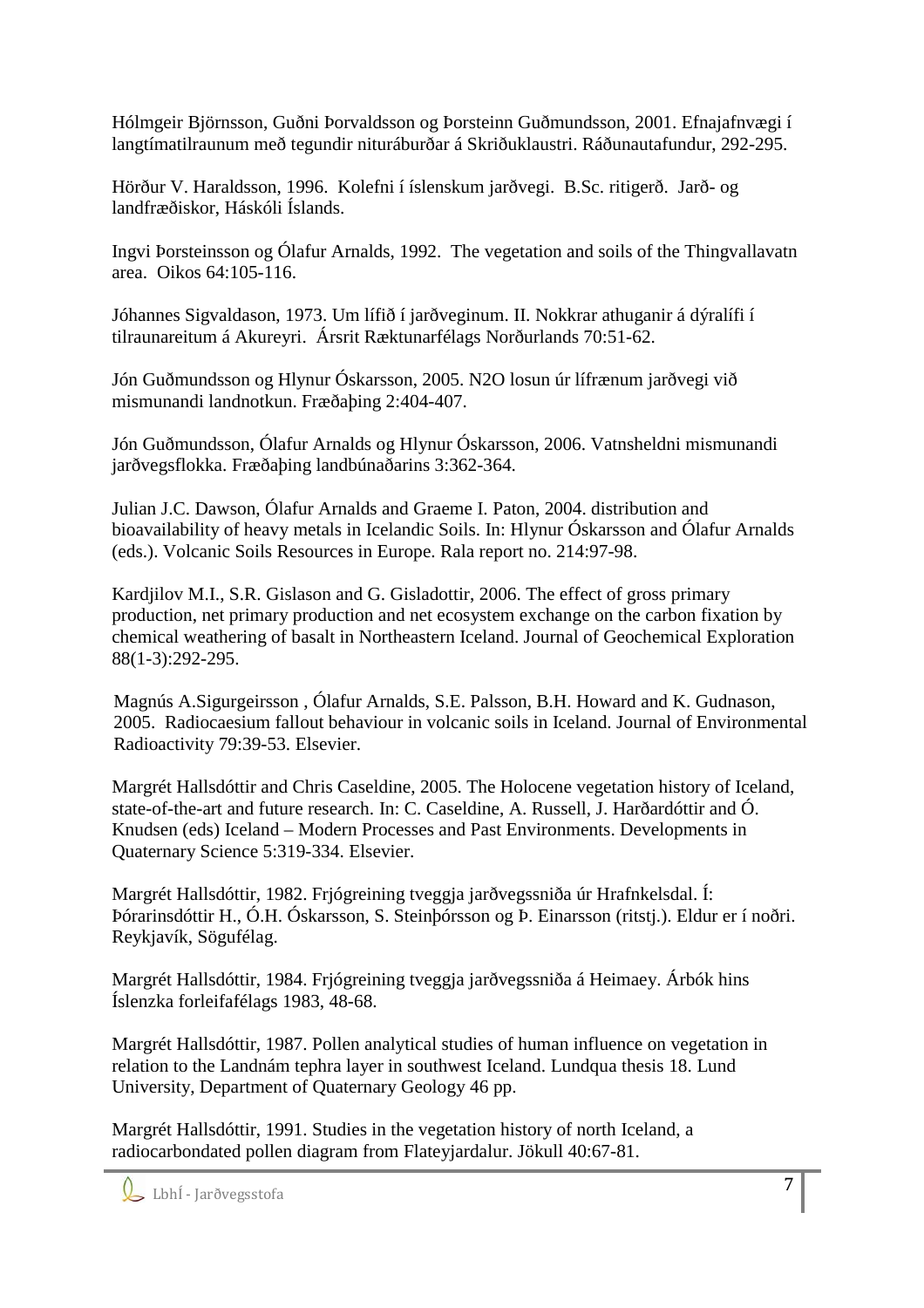Hólmgeir Björnsson, Guðni Þorvaldsson og Þorsteinn Guðmundsson, 2001. Efnajafnvægi í langtímatilraunum með tegundir niturábuðar á Skriðuklaustri. Ráðunautafundur, 292-295.

Hörður V. Haraldsson, 1996. Kolefni í íslenskum jarðvegi. B.Sc. ritigerð. Jarð- og landfræðiskor, Háskóli Íslands.

Ingvi Þorsteinsson og Ólafur Arnalds, 1992. The vegetation and soils of the Thingvallavatn area. Oikos 64:105-116.

Jóhannes Sigvaldason, 1973. Um lífið í jarðveginum. II. Nokkrar athuganir á dýralífi í tilraunareitum á Akureyri. Ársrit Ræktunarfélags Norðurlands 70:51-62.

Jón Guðmundsson og Hlynur Óskarsson, 2005. N2O losun úr lífrænum jarðvegi við mismunandi landnotkun. Fræðaþing 2:404-407.

Jón Guðmundsson, Ólafur Arnalds og Hlynur Óskarsson, 2006. Vatnsheldni mismunandi jarðvegsflokka. Fræðaþing landbúnaðarins 3:362-364.

Julian J.C. Dawson, Ólafur Arnalds and Graeme I. Paton, 2004. distribution and bioavailability of heavy metals in Icelandic Soils. In: Hlynur Óskarsson and Ólafur Arnalds (eds.). Volcanic Soils Resources in Europe. Rala report no. 214:97-98.

Kardjilov M.I., S.R. Gislason and G. Gisladottir, 2006. The effect of gross primary production, net primary production and net ecosystem exchange on the carbon fixation by chemical weathering of basalt in Northeastern Iceland. Journal of Geochemical Exploration 88(1-3):292-295.

Magnús A.Sigurgeirsson , Ólafur Arnalds, S.E. Palsson, B.H. Howard and K. Gudnason, 2005. Radiocaesium fallout behaviour in volcanic soils in Iceland. Journal of Environmental Radioactivity 79:39-53. Elsevier.

Margrét Hallsdóttir and Chris Caseldine, 2005. The Holocene vegetation history of Iceland, state-of-the-art and future research. In: C. Caseldine, A. Russell, J. Harðardóttir and Ó. Knudsen (eds) Iceland – Modern Processes and Past Environments. Developments in Quaternary Science 5:319-334. Elsevier.

Margrét Hallsdóttir, 1982. Frjógreining tveggja jarðvegssniða úr Hrafnkelsdal. Í: Þórarinsdóttir H., Ó.H. Óskarsson, S. Steinþórsson og Þ. Einarsson (ritstj.). Eldur er í noðri. Reykjavík, Sögufélag.

Margrét Hallsdóttir, 1984. Frjógreining tveggja jarðvegssniða á Heimaey. Árbók hins Íslenzka forleifafélags 1983, 48-68.

Margrét Hallsdóttir, 1987. Pollen analytical studies of human influence on vegetation in relation to the Landnám tephra layer in southwest Iceland. Lundqua thesis 18. Lund University, Department of Quaternary Geology 46 pp.

Margrét Hallsdóttir, 1991. Studies in the vegetation history of north Iceland, a radiocarbondated pollen diagram from Flateyjardalur. Jökull 40:67-81.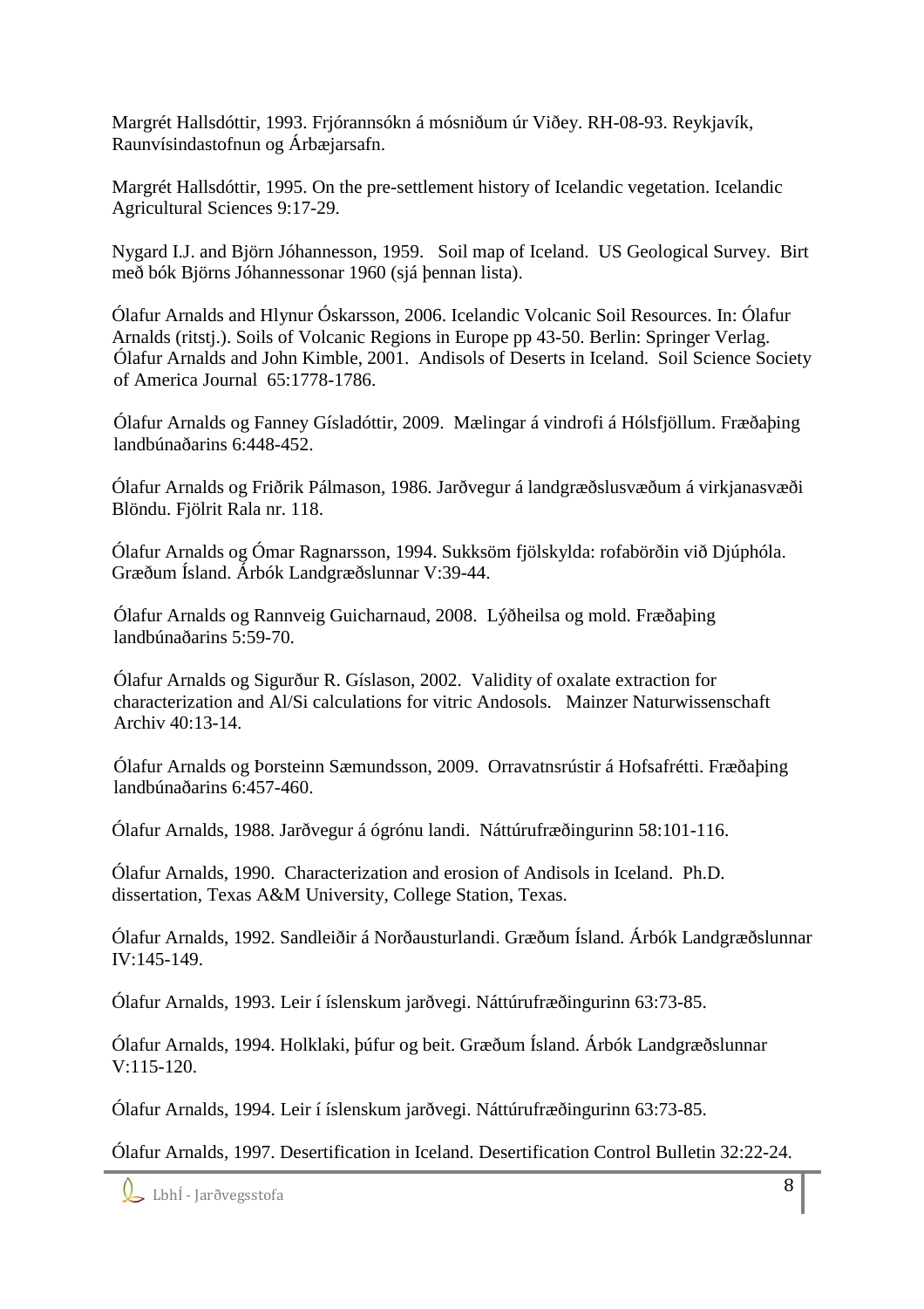Margrét Hallsdóttir, 1993. Frjórannsókn á mósniðum úr Viðey. RH-08-93. Reykjavík, Raunvísindastofnun og Árbæjarsafn.

Margrét Hallsdóttir, 1995. On the pre-settlement history of Icelandic vegetation. Icelandic Agricultural Sciences 9:17-29.

Nygard I.J. and Björn Jóhannesson, 1959. Soil map of Iceland. US Geological Survey. Birt með bók Björns Jóhannessonar 1960 (sjá þennan lista).

Ólafur Arnalds and Hlynur Óskarsson, 2006. Icelandic Volcanic Soil Resources. In: Ólafur Arnalds (ritstj.). Soils of Volcanic Regions in Europe pp 43-50. Berlin: Springer Verlag.
Ólafur Arnalds and John Kimble, 2001. Andisols of Deserts in Iceland. Soil Science Society of America Journal 65:1778-1786.

Ólafur Arnalds og Fanney Gísladóttir, 2009. Mælingar á vindrofi á Hólsfjöllum. Fræðaþing landbúnaðarins 6:448-452.

Ólafur Arnalds og Friðrik Pálmason, 1986. Jarðvegur á landgræðslusvæðum á virkjanasvæði Blöndu. Fjölrit Rala nr. 118.

Ólafur Arnalds og Ómar Ragnarsson, 1994. Sukksöm fjölskylda: rofabörðin við Djúphóla. Græðum Ísland. Árbók Landgræðslunnar V:39-44.

Ólafur Arnalds og Rannveig Guicharnaud, 2008. Lýðheilsa og mold. Fræðaþing landbúnaðarins 5:59-70.

Ólafur Arnalds og Sigurður R. Gíslason, 2002. Validity of oxalate extraction for characterization and Al/Si calculations for vitric Andosols. Mainzer Naturwissenschaft Archiv 40:13-14.

Ólafur Arnalds og Þorsteinn Sæmundsson, 2009. Orravatnsrústir á Hofsafrétti. Fræðaþing landbúnaðarins 6:457-460.

Ólafur Arnalds, 1988. Jarðvegur á ógrónu landi. Náttúrufræðingurinn 58:101-116.

Ólafur Arnalds, 1990. Characterization and erosion of Andisols in Iceland. Ph.D. dissertation, Texas A&M University, College Station, Texas.

Ólafur Arnalds, 1992. Sandleiðir á Norðausturlandi. Græðum Ísland. Árbók Landgræðslunnar IV:145-149.

Ólafur Arnalds, 1993. Leir í íslenskum jarðvegi. Náttúrufræðingurinn 63:73-85.

Ólafur Arnalds, 1994. Holklaki, þúfur og beit. Græðum Ísland. Árbók Landgræðslunnar V:115-120.

Ólafur Arnalds, 1994. Leir í íslenskum jarðvegi. Náttúrufræðingurinn 63:73-85.

Ólafur Arnalds, 1997. Desertification in Iceland. Desertification Control Bulletin 32:22-24.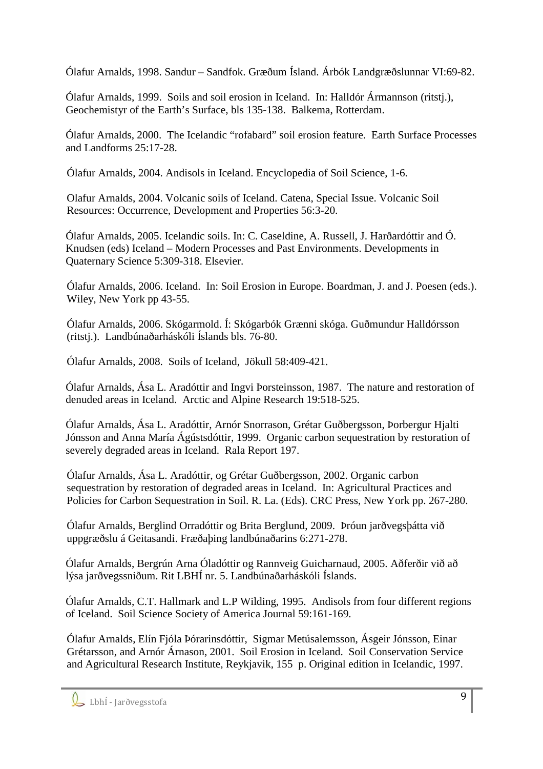Ólafur Arnalds, 1998. Sandur – Sandfok. Græðum Ísland. Árbók Landgræðslunnar VI:69-82.

Ólafur Arnalds, 1999. Soils and soil erosion in Iceland. In: Halldór Ármannson (ritstj.), Geochemistyr of the Earth's Surface, bls 135-138. Balkema, Rotterdam.

Ólafur Arnalds, 2000. The Icelandic "rofabard" soil erosion feature. Earth Surface Processes and Landforms 25:17-28.

Ólafur Arnalds, 2004. Andisols in Iceland. Encyclopedia of Soil Science, 1-6.

Olafur Arnalds, 2004. Volcanic soils of Iceland. Catena, Special Issue. Volcanic Soil Resources: Occurrence, Development and Properties 56:3-20.

Ólafur Arnalds, 2005. Icelandic soils. In: C. Caseldine, A. Russell, J. Harðardóttir and Ó. Knudsen (eds) Iceland – Modern Processes and Past Environments. Developments in Quaternary Science 5:309-318. Elsevier.

Ólafur Arnalds, 2006. Iceland. In: Soil Erosion in Europe. Boardman, J. and J. Poesen (eds.). Wiley, New York pp 43-55.

Ólafur Arnalds, 2006. Skógarmold. Í: Skógarbók Grænni skóga. Guðmundur Halldórsson (ritstj.). Landbúnaðarháskóli Íslands bls. 76-80.

Ólafur Arnalds, 2008. Soils of Iceland, Jökull 58:409-421.

Ólafur Arnalds, Ása L. Aradóttir and Ingvi Þorsteinsson, 1987. The nature and restoration of denuded areas in Iceland. Arctic and Alpine Research 19:518-525.

Ólafur Arnalds, Ása L. Aradóttir, Arnór Snorrason, Grétar Guðbergsson, Þorbergur Hjalti Jónsson and Anna María Ágústsdóttir, 1999. Organic carbon sequestration by restoration of severely degraded areas in Iceland. Rala Report 197.

Ólafur Arnalds, Ása L. Aradóttir, og Grétar Guðbergsson, 2002. Organic carbon sequestration by restoration of degraded areas in Iceland. In: Agricultural Practices and Policies for Carbon Sequestration in Soil. R. La. (Eds). CRC Press, New York pp. 267-280.

Ólafur Arnalds, Berglind Orradóttir og Brita Berglund, 2009. Þróun jarðvegsþátta við uppgræðslu á Geitasandi. Fræðaþing landbúnaðarins 6:271-278.

Ólafur Arnalds, Bergrún Arna Óladóttir og Rannveig Guicharnaud, 2005. Aðferðir við að lýsa jarðvegssniðum. Rit LBHÍ nr. 5. Landbúnaðarháskóli Íslands.

Ólafur Arnalds, C.T. Hallmark and L.P Wilding, 1995. Andisols from four different regions of Iceland. Soil Science Society of America Journal 59:161-169.

Ólafur Arnalds, Elín Fjóla Þórarinsdóttir, Sigmar Metúsalemsson, Ásgeir Jónsson, Einar Grétarsson, and Arnór Árnason, 2001. Soil Erosion in Iceland. Soil Conservation Service and Agricultural Research Institute, Reykjavik, 155 p. Original edition in Icelandic, 1997.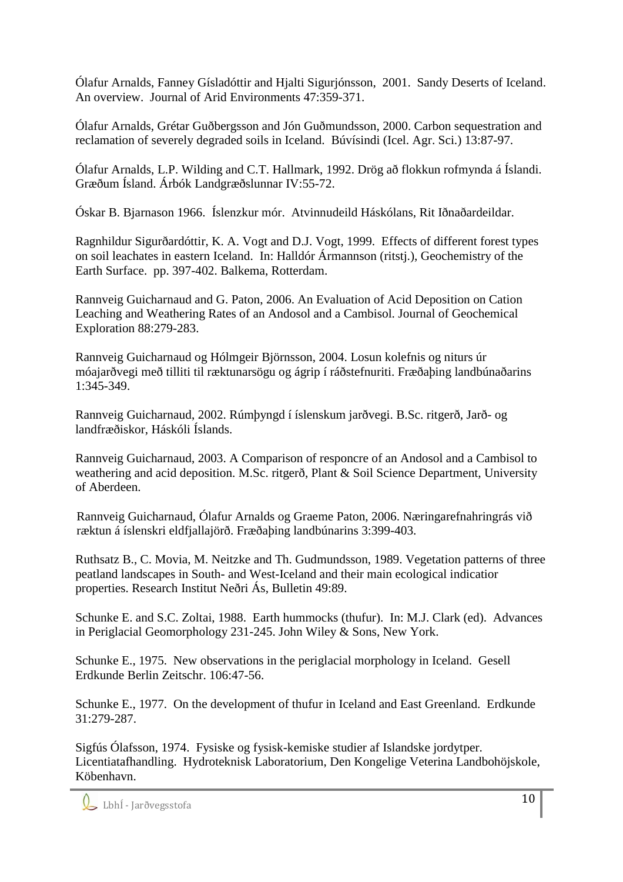Ólafur Arnalds, Fanney Gísladóttir and Hjalti Sigurjónsson, 2001. Sandy Deserts of Iceland. An overview. Journal of Arid Environments 47:359-371.

Ólafur Arnalds, Grétar Guðbergsson and Jón Guðmundsson, 2000. Carbon sequestration and reclamation of severely degraded soils in Iceland. Búvísindi (Icel. Agr. Sci.) 13:87-97.

Ólafur Arnalds, L.P. Wilding and C.T. Hallmark, 1992. Drög að flokkun rofmynda á Íslandi. Græðum Ísland. Árbók Landgræðslunnar IV:55-72.

Óskar B. Bjarnason 1966. Íslenzkur mór. Atvinnudeild Háskólans, Rit Iðnaðardeildar.

Ragnhildur Sigurðardóttir, K. A. Vogt and D.J. Vogt, 1999. Effects of different forest types on soil leachates in eastern Iceland. In: Halldór Ármannson (ritstj.), Geochemistry of the Earth Surface. pp. 397-402. Balkema, Rotterdam.

Rannveig Guicharnaud and G. Paton, 2006. An Evaluation of Acid Deposition on Cation Leaching and Weathering Rates of an Andosol and a Cambisol. Journal of Geochemical Exploration 88:279-283.

Rannveig Guicharnaud og Hólmgeir Björnsson, 2004. Losun kolefnis og niturs úr móajarðvegi með tilliti til ræktunarsögu og ágrip í ráðstefnuriti. Fræðaþing landbúnaðarins 1:345-349.

Rannveig Guicharnaud, 2002. Rúmþyngd í íslenskum jarðvegi. B.Sc. ritgerð, Jarð- og landfræðiskor, Háskóli Íslands.

Rannveig Guicharnaud, 2003. A Comparison of responcre of an Andosol and a Cambisol to weathering and acid deposition. M.Sc. ritgerð, Plant & Soil Science Department, University of Aberdeen.

Rannveig Guicharnaud, Ólafur Arnalds og Graeme Paton, 2006. Næringarefnahringrás við ræktun á íslenskri eldfjallajörð. Fræðaþing landbúnarins 3:399-403.

Ruthsatz B., C. Movia, M. Neitzke and Th. Gudmundsson, 1989. Vegetation patterns of three peatland landscapes in South- and West-Iceland and their main ecological indicatior properties. Research Institut Neðri Ás, Bulletin 49:89.

Schunke E. and S.C. Zoltai, 1988. Earth hummocks (thufur). In: M.J. Clark (ed). Advances in Periglacial Geomorphology 231-245. John Wiley & Sons, New York.

Schunke E., 1975. New observations in the periglacial morphology in Iceland. Gesell Erdkunde Berlin Zeitschr. 106:47-56.

Schunke E., 1977. On the development of thufur in Iceland and East Greenland. Erdkunde 31:279-287.

Sigfús Ólafsson, 1974. Fysiske og fysisk-kemiske studier af Islandske jordytper. Licentiatafhandling. Hydroteknisk Laboratorium, Den Kongelige Veterina Landbohöjskole, Köbenhavn.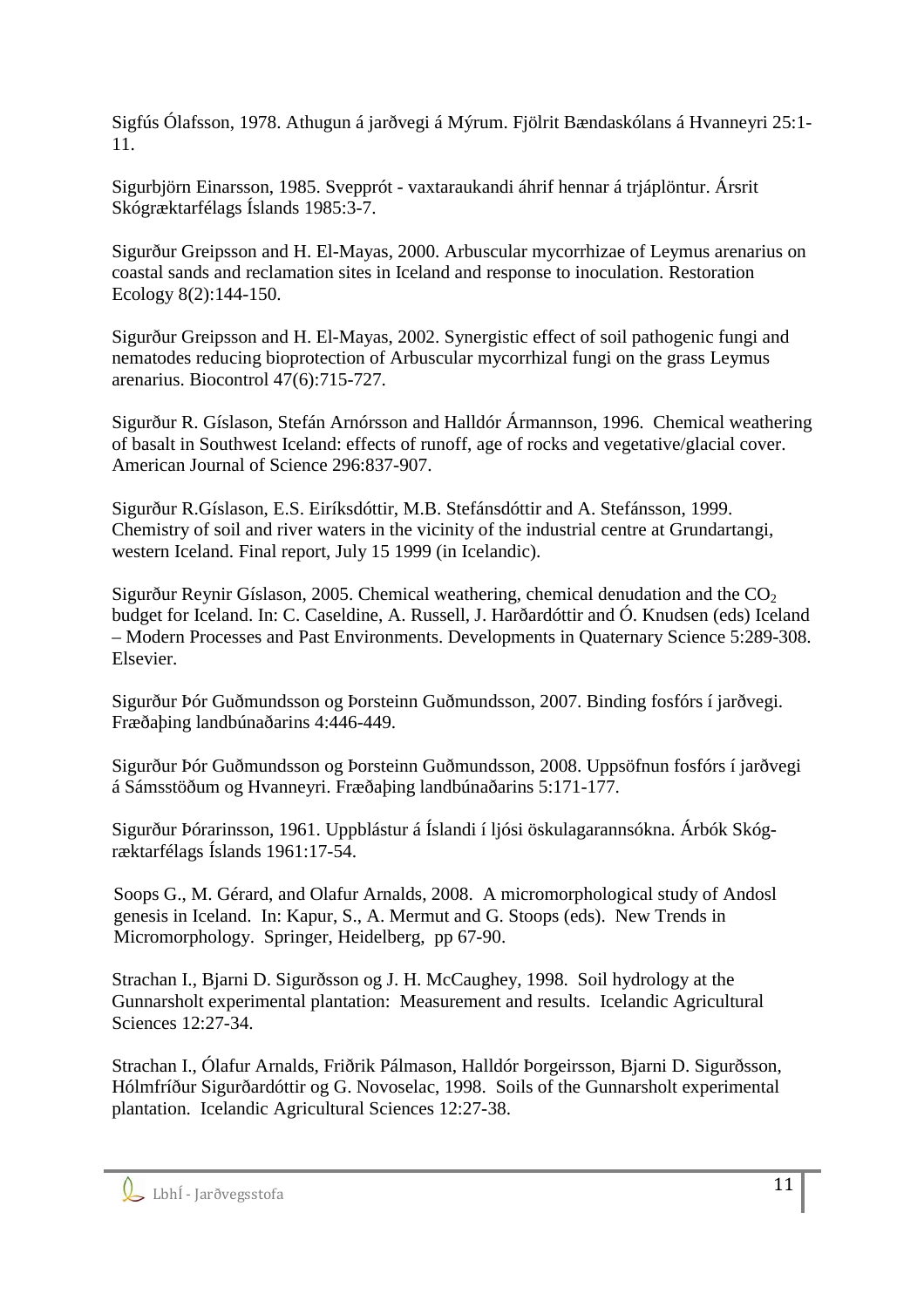Sigfús Ólafsson, 1978. Athugun á jarðvegi á Mýrum. Fjölrit Bændaskólans á Hvanneyri 25:1-11.

Sigurbjörn Einarsson, 1985. Svepprót - vaxtaraukandi áhrif hennar á trjáplöntur. Ársrit Skógræktarfélags Íslands 1985:3-7.

Sigurður Greipsson and H. El-Mayas, 2000. Arbuscular mycorrhizae of Leymus arenarius on coastal sands and reclamation sites in Iceland and response to inoculation. Restoration Ecology 8(2):144-150.

Sigurður Greipsson and H. El-Mayas, 2002. Synergistic effect of soil pathogenic fungi and nematodes reducing bioprotection of Arbuscular mycorrhizal fungi on the grass Leymus arenarius. Biocontrol 47(6):715-727.

Sigurður R. Gíslason, Stefán Arnórsson and Halldór Ármannson, 1996. Chemical weathering of basalt in Southwest Iceland: effects of runoff, age of rocks and vegetative/glacial cover. American Journal of Science 296:837-907.

Sigurður R.Gíslason, E.S. Eiríksdóttir, M.B. Stefánsdóttir and A. Stefánsson, 1999. Chemistry of soil and river waters in the vicinity of the industrial centre at Grundartangi, western Iceland. Final report, July 15 1999 (in Icelandic).

Sigurður Reynir Gíslason, 2005. Chemical weathering, chemical denudation and the $CO_2$ budget for Iceland. In: C. Caseldine, A. Russell, J. Harðardóttir and Ó. Knudsen (eds) Iceland – Modern Processes and Past Environments. Developments in Quaternary Science 5:289-308. Elsevier.

Sigurður Þór Guðmundsson og Þorsteinn Guðmundsson, 2007. Binding fosfórs í jarðvegi. Fræðaþing landbúnaðarins 4:446-449.

Sigurður Þór Guðmundsson og Þorsteinn Guðmundsson, 2008. Uppsöfnun fosfórs í jarðvegi á Sámsstöðum og Hvanneyri. Fræðaþing landbúnaðarins 5:171-177.

Sigurður Þórarinsson, 1961. Uppblástur á Íslandi í ljósi öskulagarannsókna. Árbók Skógræktarfélags Íslands 1961:17-54.

Soops G., M. Gérard, and Olafur Arnalds, 2008. A micromorphological study of Andosl genesis in Iceland. In: Kapur, S., A. Mermut and G. Stoops (eds). New Trends in Micromorphology. Springer, Heidelberg, pp 67-90.

Strachan I., Bjarni D. Sigurðsson og J. H. McCaughey, 1998. Soil hydrology at the Gunnarsholt experimental plantation: Measurement and results. Icelandic Agricultural Sciences 12:27-34.

Strachan I., Ólafur Arnalds, Friðrik Pálmason, Halldór Þorgeirsson, Bjarni D. Sigurðsson, Hólmfríður Sigurðardóttir og G. Novoselac, 1998. Soils of the Gunnarsholt experimental plantation. Icelandic Agricultural Sciences 12:27-38.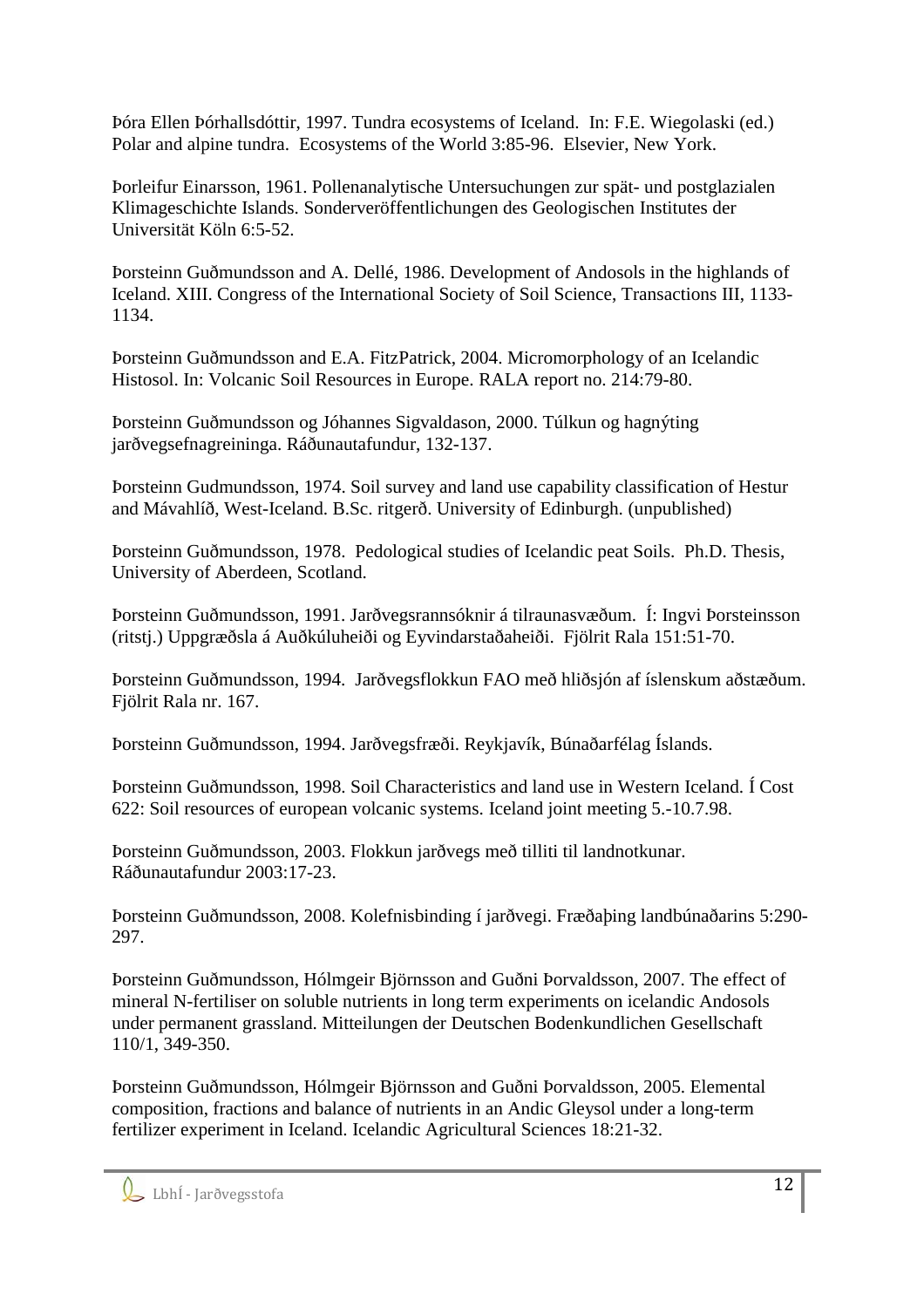Þóra Ellen Þórhallsdóttir, 1997. Tundra ecosystems of Iceland. In: F.E. Wiegolaski (ed.) Polar and alpine tundra. Ecosystems of the World 3:85-96. Elsevier, New York.

Þorleifur Einarsson, 1961. Pollenanalytische Untersuchungen zur spät- und postglazialen Klimageschichte Islands. Sonderveröffentlichungen des Geologischen Institutes der Universität Köln 6:5-52.

Þorsteinn Guðmundsson and A. Dellé, 1986. Development of Andosols in the highlands of Iceland. XIII. Congress of the International Society of Soil Science, Transactions III, 1133-1134.

Þorsteinn Guðmundsson and E.A. FitzPatrick, 2004. Micromorphology of an Icelandic Histosol. In: Volcanic Soil Resources in Europe. RALA report no. 214:79-80.

Þorsteinn Guðmundsson og Jóhannes Sigvaldason, 2000. Túlkun og hagnýting jarðvegsefnagreininga. Ráðunautafundur, 132-137.

Þorsteinn Gudmundsson, 1974. Soil survey and land use capability classification of Hestur and Mávahlíð, West-Iceland. B.Sc. ritgerð. University of Edinburgh. (unpublished)

Þorsteinn Guðmundsson, 1978. Pedological studies of Icelandic peat Soils. Ph.D. Thesis, University of Aberdeen, Scotland.

Þorsteinn Guðmundsson, 1991. Jarðvegsrannsóknir á tilraunasvæðum. Í: Ingvi Þorsteinsson (ritstj.) Uppgræðsla á Auðkúluheiði og Eyvindarstaðaheiði. Fjölrit Rala 151:51-70.

Þorsteinn Guðmundsson, 1994. Jarðvegsflokkun FAO með hliðsjón af íslenskum aðstæðum. Fjölrit Rala nr. 167.

Þorsteinn Guðmundsson, 1994. Jarðvegsfræði. Reykjavík, Búnaðarfélag Íslands.

Þorsteinn Guðmundsson, 1998. Soil Characteristics and land use in Western Iceland. Í Cost 622: Soil resources of european volcanic systems. Iceland joint meeting 5.-10.7.98.

Þorsteinn Guðmundsson, 2003. Flokkun jarðvegs með tilliti til landnotkunar. Ráðunautafundur 2003:17-23.

Þorsteinn Guðmundsson, 2008. Kolefnisbinding í jarðvegi. Fræðaþing landbúnaðarins 5:290-297.

Þorsteinn Guðmundsson, Hólmgeir Björnsson and Guðni Þorvaldsson, 2007. The effect of mineral N-fertiliser on soluble nutrients in long term experiments on icelandic Andosols under permanent grassland. Mitteilungen der Deutschen Bodenkundlichen Gesellschaft 110/1, 349-350.

Þorsteinn Guðmundsson, Hólmgeir Björnsson and Guðni Þorvaldsson, 2005. Elemental composition, fractions and balance of nutrients in an Andic Gleysol under a long-term fertilizer experiment in Iceland. Icelandic Agricultural Sciences 18:21-32.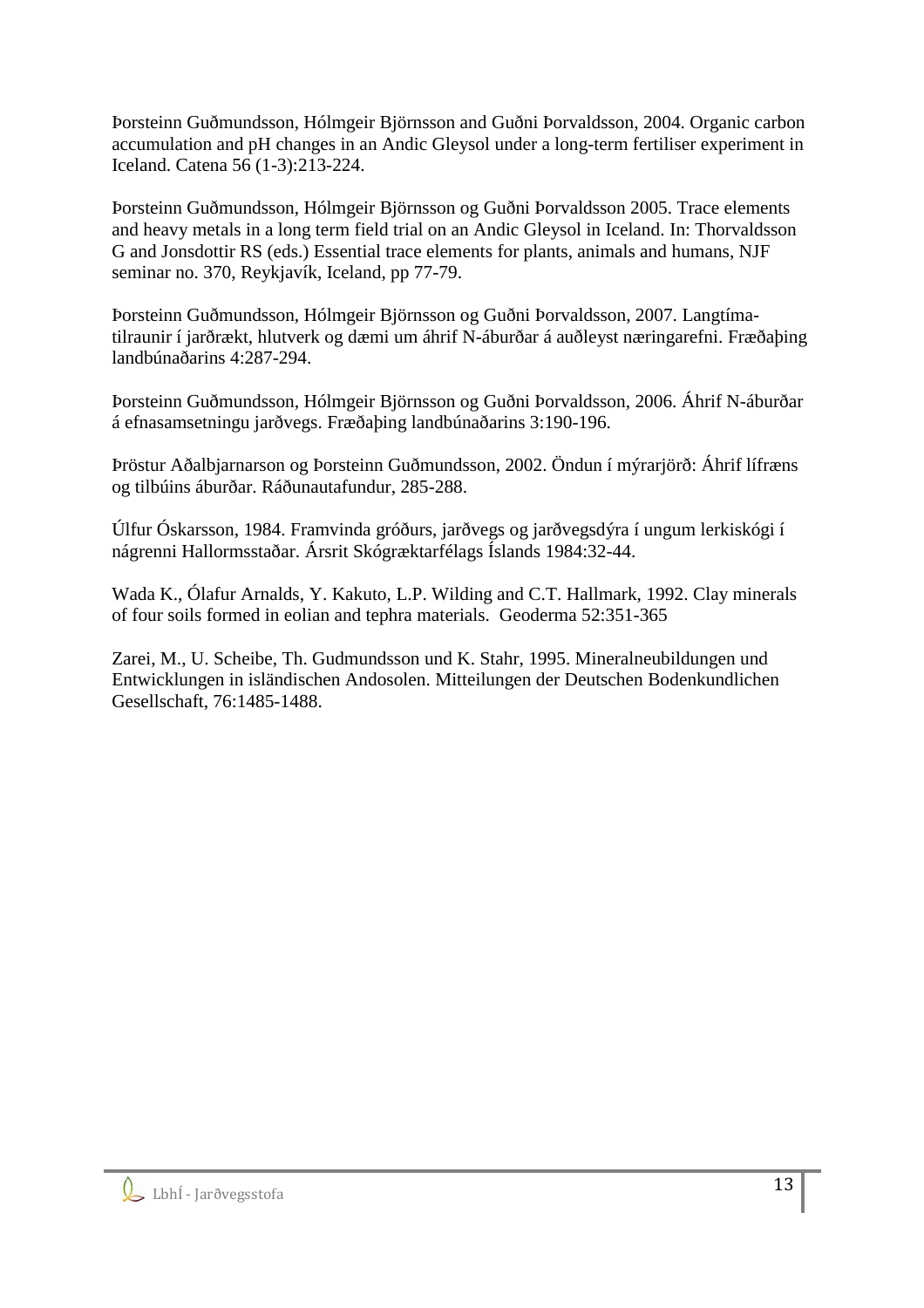Þorsteinn Guðmundsson, Hólmgeir Björnsson and Guðni Þorvaldsson, 2004. Organic carbon accumulation and pH changes in an Andic Gleysol under a long-term fertiliser experiment in Iceland. Catena 56 (1-3):213-224.

Þorsteinn Guðmundsson, Hólmgeir Björnsson og Guðni Þorvaldsson 2005. Trace elements and heavy metals in a long term field trial on an Andic Gleysol in Iceland. In: Thorvaldsson G and Jonsdottir RS (eds.) Essential trace elements for plants, animals and humans, NJF seminar no. 370, Reykjavík, Iceland, pp 77-79.

Þorsteinn Guðmundsson, Hólmgeir Björnsson og Guðni Þorvaldsson, 2007. Langtíma-tilraunir í jarðrækt, hlutverk og dæmi um áhrif N-áburðar á auðleyst næringarefni. Fræðaþing landbúnaðarins 4:287-294.

Þorsteinn Guðmundsson, Hólmgeir Björnsson og Guðni Þorvaldsson, 2006. Áhrif N-áburðar á efnasamsetningu jarðvegs. Fræðaþing landbúnaðarins 3:190-196.

Þröstur Aðalbjarnarson og Þorsteinn Guðmundsson, 2002. Öndun í mýrarjörð: Áhrif lífræns og tilbúins áburðar. Ráðunautafundur, 285-288.

Úlfur Óskarsson, 1984. Framvinda gróðurs, jarðvegs og jarðvegsdýra í ungum lerkiskógi í nágrenni Hallormsstaðar. Ársrit Skógræktarfélags Íslands 1984:32-44.

Wada K., Ólafur Arnalds, Y. Kakuto, L.P. Wilding and C.T. Hallmark, 1992. Clay minerals of four soils formed in eolian and tephra materials. Geoderma 52:351-365

Zarei, M., U. Scheibe, Th. Gudmundsson und K. Stahr, 1995. Mineralneubildungen und Entwicklungen in isländischen Andosolen. Mitteilungen der Deutschen Bodenkundlichen Gesellschaft, 76:1485-1488.